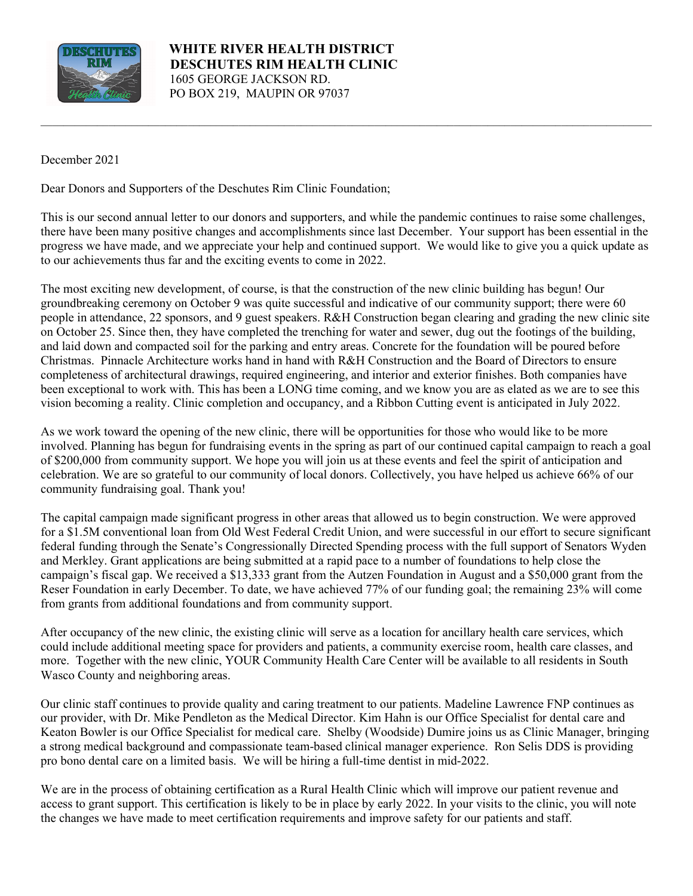**WHITE RIVER HEALTH DISTRICT**
**DESCHUTES RIM HEALTH CLINIC**
1605 GEORGE JACKSON RD.
PO BOX 219, MAUPIN OR 97037

---

December 2021

Dear Donors and Supporters of the Deschutes Rim Clinic Foundation;

This is our second annual letter to our donors and supporters, and while the pandemic continues to raise some challenges, there have been many positive changes and accomplishments since last December. Your support has been essential in the progress we have made, and we appreciate your help and continued support. We would like to give you a quick update as to our achievements thus far and the exciting events to come in 2022.

The most exciting new development, of course, is that the construction of the new clinic building has begun! Our groundbreaking ceremony on October 9 was quite successful and indicative of our community support; there were 60 people in attendance, 22 sponsors, and 9 guest speakers. R&H Construction began clearing and grading the new clinic site on October 25. Since then, they have completed the trenching for water and sewer, dug out the footings of the building, and laid down and compacted soil for the parking and entry areas. Concrete for the foundation will be poured before Christmas. Pinnacle Architecture works hand in hand with R&H Construction and the Board of Directors to ensure completeness of architectural drawings, required engineering, and interior and exterior finishes. Both companies have been exceptional to work with. This has been a LONG time coming, and we know you are as elated as we are to see this vision becoming a reality. Clinic completion and occupancy, and a Ribbon Cutting event is anticipated in July 2022.

As we work toward the opening of the new clinic, there will be opportunities for those who would like to be more involved. Planning has begun for fundraising events in the spring as part of our continued capital campaign to reach a goal of $200,000 from community support. We hope you will join us at these events and feel the spirit of anticipation and celebration. We are so grateful to our community of local donors. Collectively, you have helped us achieve 66% of our community fundraising goal. Thank you!

The capital campaign made significant progress in other areas that allowed us to begin construction. We were approved for a $1.5M conventional loan from Old West Federal Credit Union, and were successful in our effort to secure significant federal funding through the Senate's Congressionally Directed Spending process with the full support of Senators Wyden and Merkley. Grant applications are being submitted at a rapid pace to a number of foundations to help close the campaign's fiscal gap. We received a $13,333 grant from the Autzen Foundation in August and a $50,000 grant from the Reser Foundation in early December. To date, we have achieved 77% of our funding goal; the remaining 23% will come from grants from additional foundations and from community support.

After occupancy of the new clinic, the existing clinic will serve as a location for ancillary health care services, which could include additional meeting space for providers and patients, a community exercise room, health care classes, and more. Together with the new clinic, YOUR Community Health Care Center will be available to all residents in South Wasco County and neighboring areas.

Our clinic staff continues to provide quality and caring treatment to our patients. Madeline Lawrence FNP continues as our provider, with Dr. Mike Pendleton as the Medical Director. Kim Hahn is our Office Specialist for dental care and Keaton Bowler is our Office Specialist for medical care. Shelby (Woodside) Dumire joins us as Clinic Manager, bringing a strong medical background and compassionate team-based clinical manager experience. Ron Selis DDS is providing pro bono dental care on a limited basis. We will be hiring a full-time dentist in mid-2022.

We are in the process of obtaining certification as a Rural Health Clinic which will improve our patient revenue and access to grant support. This certification is likely to be in place by early 2022. In your visits to the clinic, you will note the changes we have made to meet certification requirements and improve safety for our patients and staff.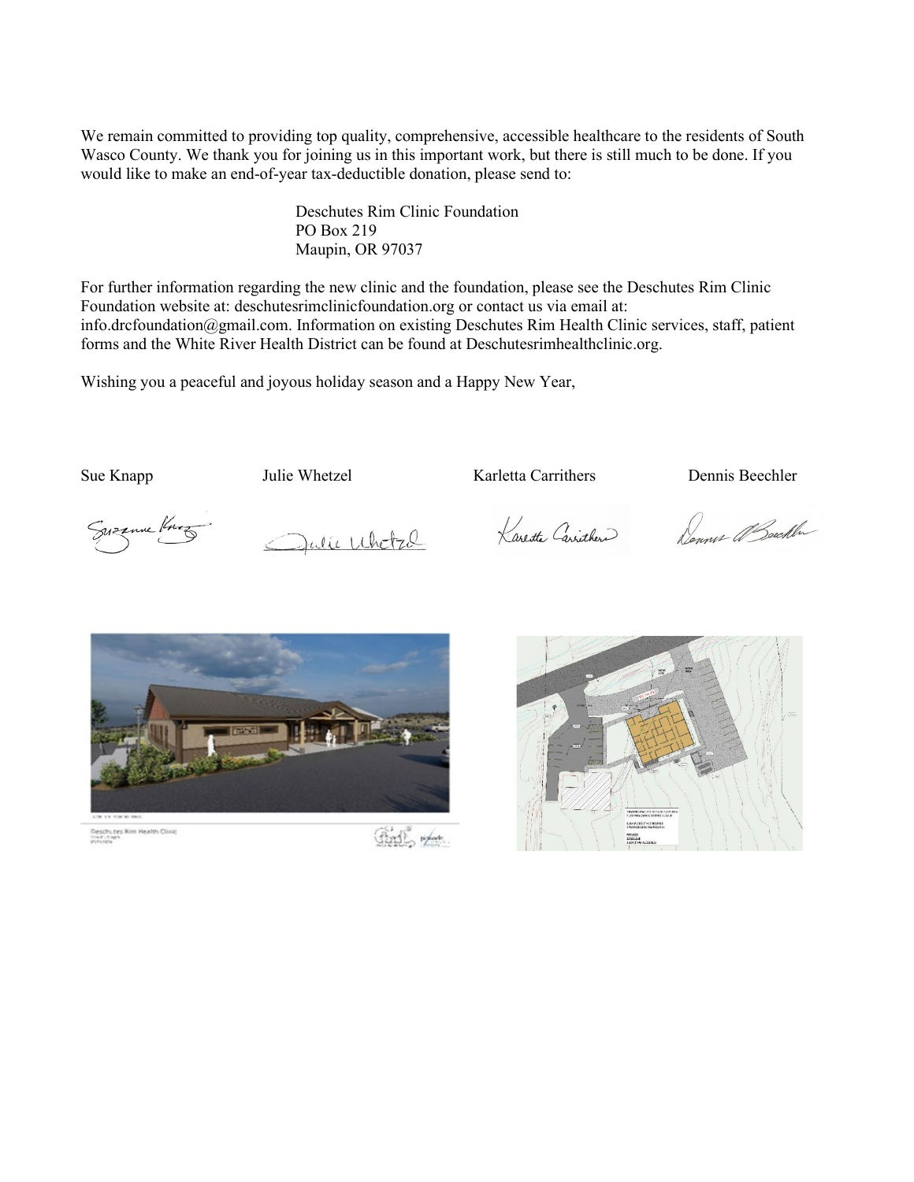We remain committed to providing top quality, comprehensive, accessible healthcare to the residents of South Wasco County. We thank you for joining us in this important work, but there is still much to be done. If you would like to make an end-of-year tax-deductible donation, please send to:

Deschutes Rim Clinic Foundation
PO Box 219
Maupin, OR 97037

For further information regarding the new clinic and the foundation, please see the Deschutes Rim Clinic Foundation website at: deschutesrimclinicfoundation.org or contact us via email at: info.drcfoundation@gmail.com. Information on existing Deschutes Rim Health Clinic services, staff, patient forms and the White River Health District can be found at Deschutesrimhealthclinic.org.

Wishing you a peaceful and joyous holiday season and a Happy New Year,

Sue Knapp        Julie Whetzel        Karletta Carrithers        Dennis Beechler